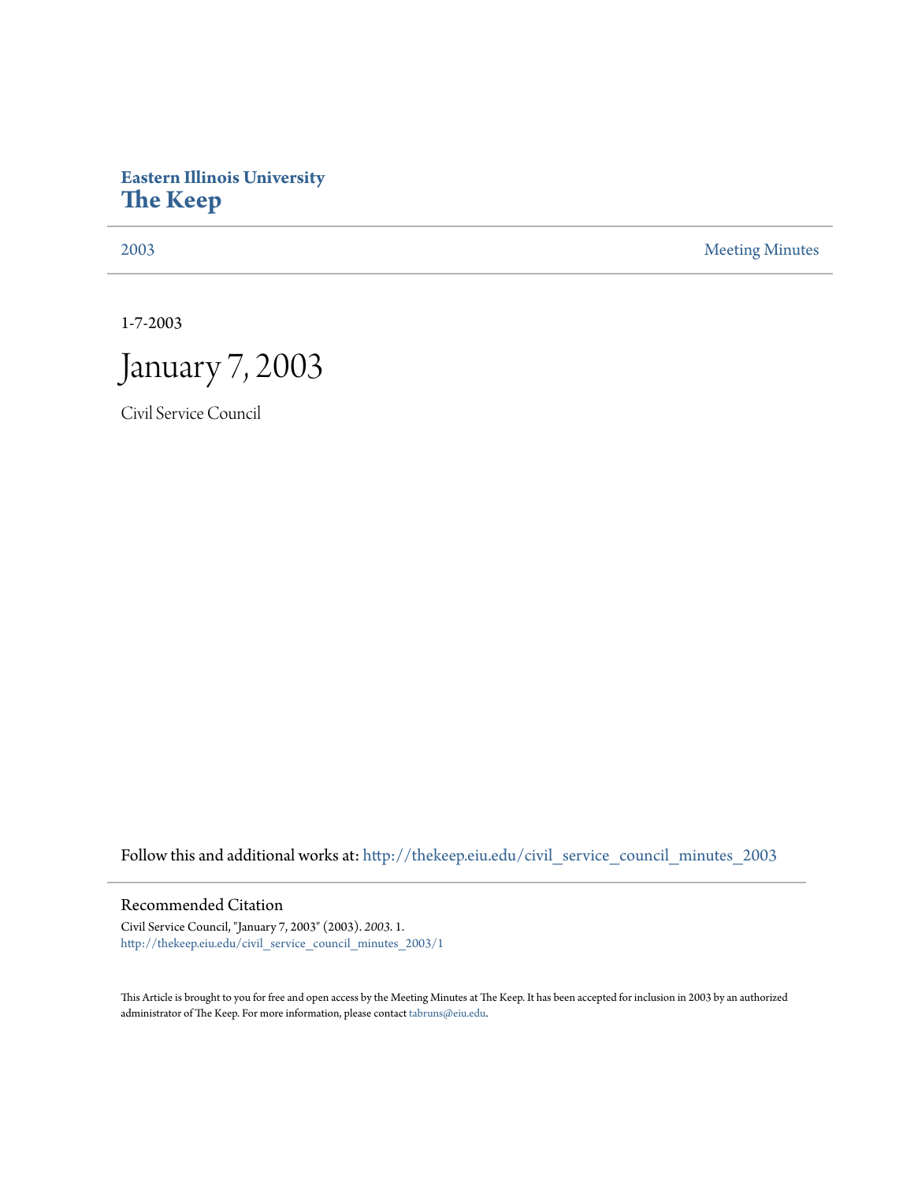**Eastern Illinois University**
# The Keep

2003 | Meeting Minutes

1-7-2003

# January 7, 2003

Civil Service Council

Follow this and additional works at: http://thekeep.eiu.edu/civil_service_council_minutes_2003

## Recommended Citation

Civil Service Council, "January 7, 2003" (2003). *2003*. 1.
http://thekeep.eiu.edu/civil_service_council_minutes_2003/1

This Article is brought to you for free and open access by the Meeting Minutes at The Keep. It has been accepted for inclusion in 2003 by an authorized administrator of The Keep. For more information, please contact tabruns@eiu.edu.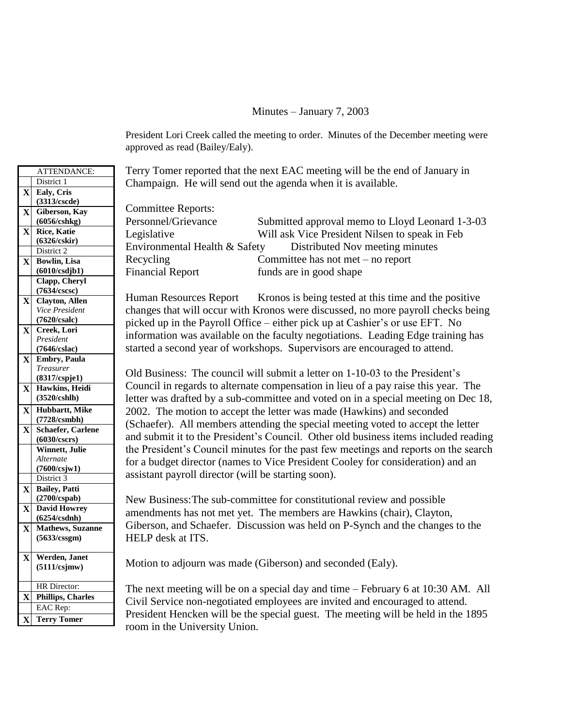# Minutes – January 7, 2003

| ATTENDANCE: | |
|---|---|
| | District 1 |
| X | **Ealy, Cris (3313/cscde)** |
| X | **Giberson, Kay (6056/cshkg)** |
| X | **Rice, Katie (6326/cskir)** |
| | District 2 |
| X | **Bowlin, Lisa (6010/csdjb1)** |
| | **Clapp, Cheryl (7634/cscsc)** |
| X | **Clayton, Allen** *Vice President* **(7620/csalc)** |
| X | **Creek, Lori** *President* **(7646/cslac)** |
| X | **Embry, Paula** *Treasurer* **(8317/cspje1)** |
| X | **Hawkins, Heidi (3520/cshlh)** |
| X | **Hubbartt, Mike (7728/csmbh)** |
| X | **Schaefer, Carlene (6030/cscrs)** |
| | **Winnett, Julie** *Alternate* **(7600/csjw1)** |
| | District 3 |
| X | **Bailey, Patti (2700/cspab)** |
| X | **David Howrey (6254/csdnh)** |
| X | **Mathews, Suzanne (5633/cssgm)** |
| X | **Werden, Janet (5111/csjmw)** |
| | HR Director: |
| X | **Phillips, Charles** |
| | EAC Rep: |
| X | **Terry Tomer** |

President Lori Creek called the meeting to order. Minutes of the December meeting were approved as read (Bailey/Ealy).

Terry Tomer reported that the next EAC meeting will be the end of January in Champaign. He will send out the agenda when it is available.

Committee Reports:

| | |
|---|---|
| Personnel/Grievance | Submitted approval memo to Lloyd Leonard 1-3-03 |
| Legislative | Will ask Vice President Nilsen to speak in Feb |
| Environmental Health & Safety | Distributed Nov meeting minutes |
| Recycling | Committee has not met – no report |
| Financial Report | funds are in good shape |

Human Resources Report Kronos is being tested at this time and the positive changes that will occur with Kronos were discussed, no more payroll checks being picked up in the Payroll Office – either pick up at Cashier's or use EFT. No information was available on the faculty negotiations. Leading Edge training has started a second year of workshops. Supervisors are encouraged to attend.

Old Business: The council will submit a letter on 1-10-03 to the President's Council in regards to alternate compensation in lieu of a pay raise this year. The letter was drafted by a sub-committee and voted on in a special meeting on Dec 18, 2002. The motion to accept the letter was made (Hawkins) and seconded (Schaefer). All members attending the special meeting voted to accept the letter and submit it to the President's Council. Other old business items included reading the President's Council minutes for the past few meetings and reports on the search for a budget director (names to Vice President Cooley for consideration) and an assistant payroll director (will be starting soon).

New Business:The sub-committee for constitutional review and possible amendments has not met yet. The members are Hawkins (chair), Clayton, Giberson, and Schaefer. Discussion was held on P-Synch and the changes to the HELP desk at ITS.

Motion to adjourn was made (Giberson) and seconded (Ealy).

The next meeting will be on a special day and time – February 6 at 10:30 AM. All Civil Service non-negotiated employees are invited and encouraged to attend. President Hencken will be the special guest. The meeting will be held in the 1895 room in the University Union.